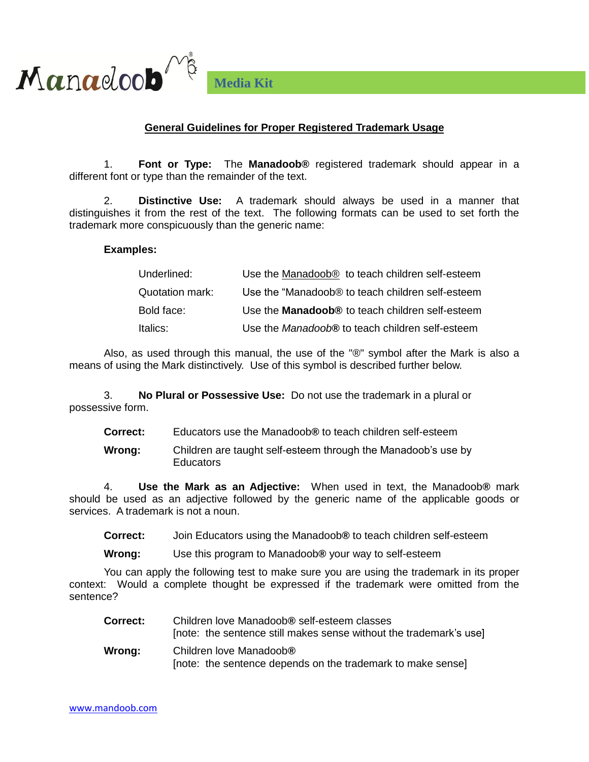Manadoob®

**Media Kit**

## General Guidelines for Proper Registered Trademark Usage

1. **Font or Type:** The **Manadoob®** registered trademark should appear in a different font or type than the remainder of the text.

2. **Distinctive Use:** A trademark should always be used in a manner that distinguishes it from the rest of the text. The following formats can be used to set forth the trademark more conspicuously than the generic name:

**Examples:**

| | |
|---|---|
| Underlined: | Use the <u>Manadoob®</u> to teach children self-esteem |
| Quotation mark: | Use the "Manadoob® to teach children self-esteem |
| Bold face: | Use the **Manadoob®** to teach children self-esteem |
| Italics: | Use the *Manadoob*® to teach children self-esteem |

Also, as used through this manual, the use of the "®" symbol after the Mark is also a means of using the Mark distinctively. Use of this symbol is described further below.

3. **No Plural or Possessive Use:** Do not use the trademark in a plural or possessive form.

**Correct:** Educators use the Manadoob® to teach children self-esteem

**Wrong:** Children are taught self-esteem through the Manadoob's use by Educators

4. **Use the Mark as an Adjective:** When used in text, the Manadoob® mark should be used as an adjective followed by the generic name of the applicable goods or services. A trademark is not a noun.

**Correct:** Join Educators using the Manadoob® to teach children self-esteem

**Wrong:** Use this program to Manadoob® your way to self-esteem

You can apply the following test to make sure you are using the trademark in its proper context: Would a complete thought be expressed if the trademark were omitted from the sentence?

**Correct:** Children love Manadoob® self-esteem classes
[note: the sentence still makes sense without the trademark's use]

**Wrong:** Children love Manadoob®
[note: the sentence depends on the trademark to make sense]

www.mandoob.com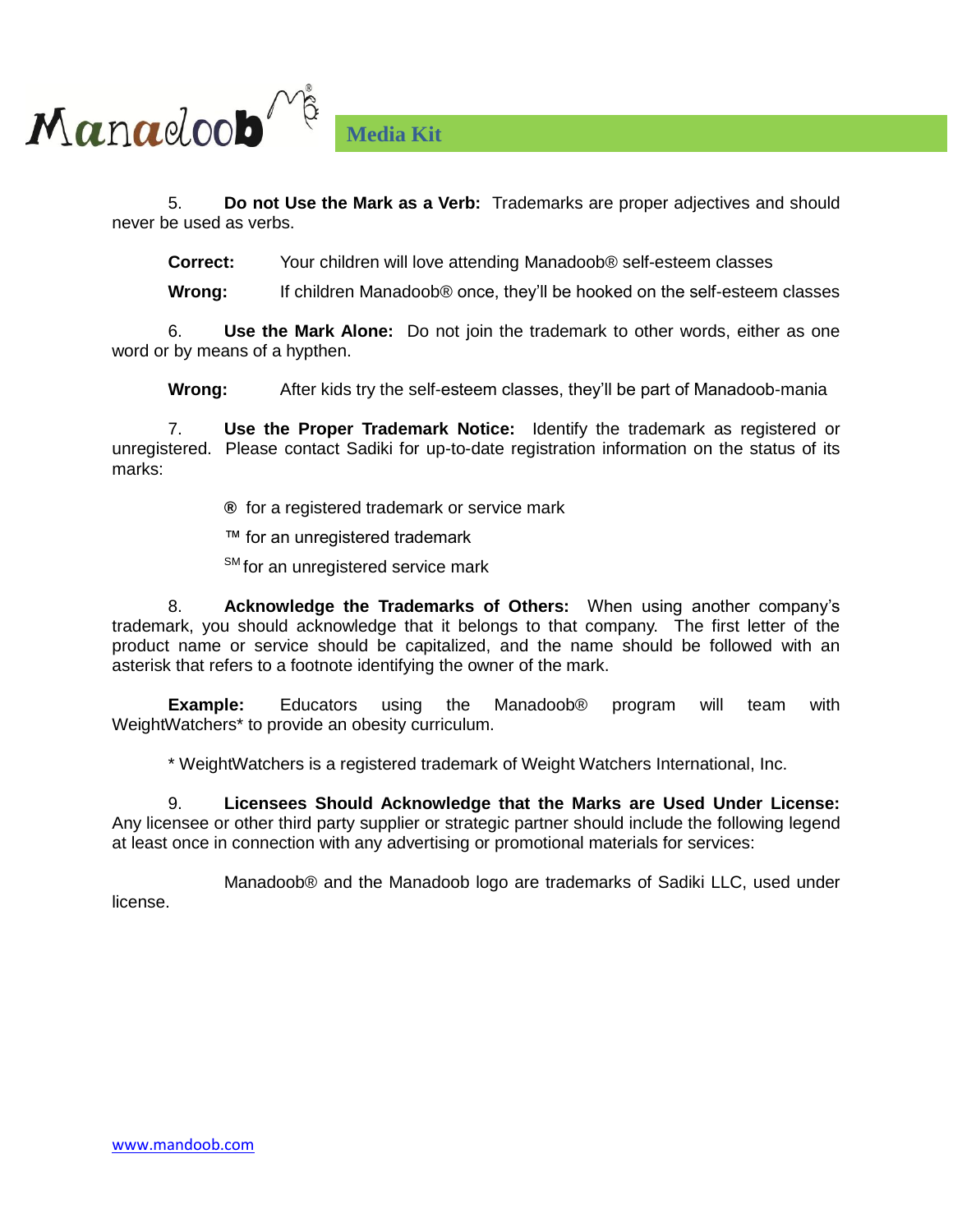5. **Do not Use the Mark as a Verb:** Trademarks are proper adjectives and should never be used as verbs.

**Correct:** Your children will love attending Manadoob® self-esteem classes

**Wrong:** If children Manadoob® once, they'll be hooked on the self-esteem classes

6. **Use the Mark Alone:** Do not join the trademark to other words, either as one word or by means of a hypthen.

**Wrong:** After kids try the self-esteem classes, they'll be part of Manadoob-mania

7. **Use the Proper Trademark Notice:** Identify the trademark as registered or unregistered. Please contact Sadiki for up-to-date registration information on the status of its marks:

® for a registered trademark or service mark

™ for an unregistered trademark

SM for an unregistered service mark

8. **Acknowledge the Trademarks of Others:** When using another company's trademark, you should acknowledge that it belongs to that company. The first letter of the product name or service should be capitalized, and the name should be followed with an asterisk that refers to a footnote identifying the owner of the mark.

**Example:** Educators using the Manadoob® program will team with WeightWatchers* to provide an obesity curriculum.

* WeightWatchers is a registered trademark of Weight Watchers International, Inc.

9. **Licensees Should Acknowledge that the Marks are Used Under License:** Any licensee or other third party supplier or strategic partner should include the following legend at least once in connection with any advertising or promotional materials for services:

Manadoob® and the Manadoob logo are trademarks of Sadiki LLC, used under license.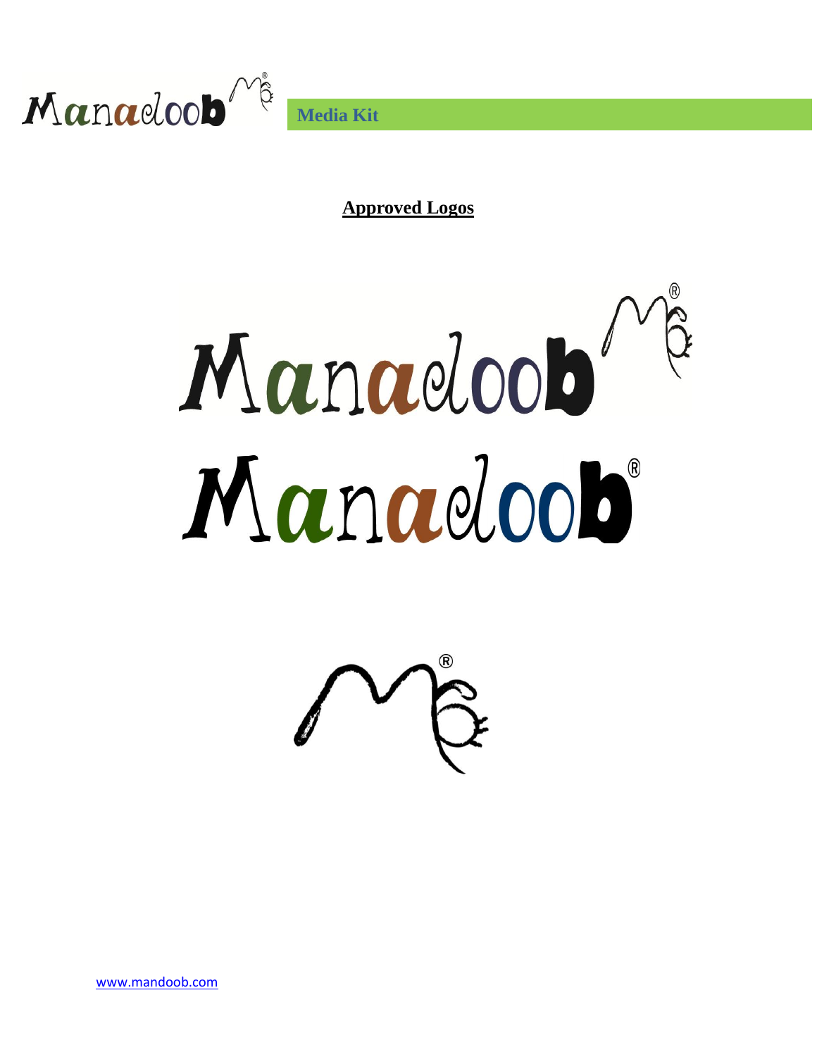**Media Kit**

## Approved Logos

www.mandoob.com